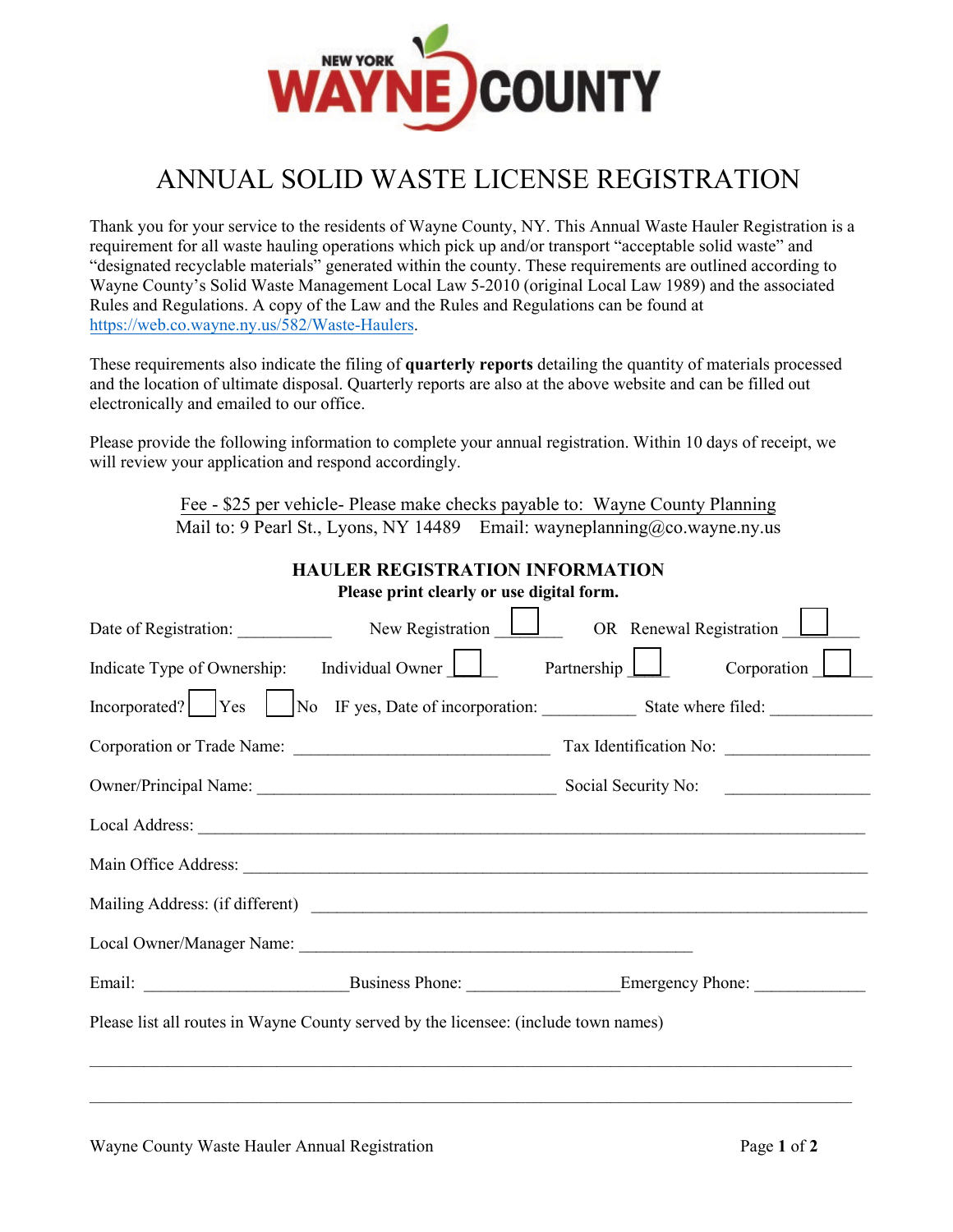NEW YORK WAYNE COUNTY

# ANNUAL SOLID WASTE LICENSE REGISTRATION

Thank you for your service to the residents of Wayne County, NY. This Annual Waste Hauler Registration is a requirement for all waste hauling operations which pick up and/or transport "acceptable solid waste" and "designated recyclable materials" generated within the county. These requirements are outlined according to Wayne County's Solid Waste Management Local Law 5-2010 (original Local Law 1989) and the associated Rules and Regulations. A copy of the Law and the Rules and Regulations can be found at https://web.co.wayne.ny.us/582/Waste-Haulers.

These requirements also indicate the filing of **quarterly reports** detailing the quantity of materials processed and the location of ultimate disposal. Quarterly reports are also at the above website and can be filled out electronically and emailed to our office.

Please provide the following information to complete your annual registration. Within 10 days of receipt, we will review your application and respond accordingly.

Fee - $25 per vehicle- Please make checks payable to: Wayne County Planning
Mail to: 9 Pearl St., Lyons, NY 14489 Email: wayneplanning@co.wayne.ny.us

## HAULER REGISTRATION INFORMATION

**Please print clearly or use digital form.**

Date of Registration: ___________ New Registration ☐ OR Renewal Registration ☐

Indicate Type of Ownership: Individual Owner ☐ Partnership ☐ Corporation ☐

Incorporated? ☐ Yes ☐ No IF yes, Date of incorporation: ___________ State where filed: ___________

Corporation or Trade Name: ______________________________ Tax Identification No: ________________

Owner/Principal Name: ___________________________________ Social Security No: ________________

Local Address: ______________________________________________________________________________

Main Office Address: _________________________________________________________________________

Mailing Address: (if different) ________________________________________________________________

Local Owner/Manager Name: _____________________________________________

Email: _______________________ Business Phone: _________________ Emergency Phone: _____________

Please list all routes in Wayne County served by the licensee: (include town names)

_____________________________________________________________________________________________

_____________________________________________________________________________________________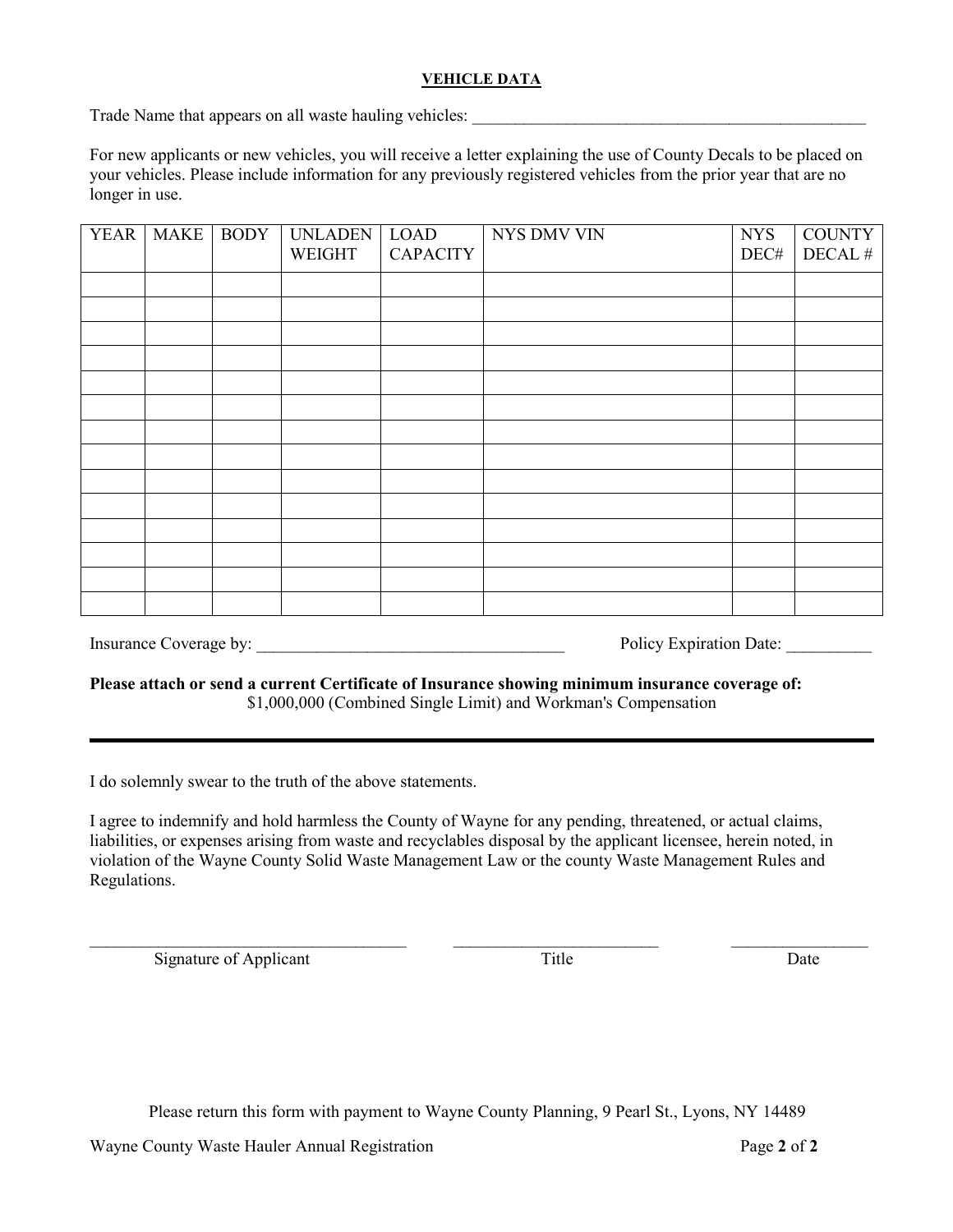**VEHICLE DATA**

Trade Name that appears on all waste hauling vehicles: _______________________________________________

For new applicants or new vehicles, you will receive a letter explaining the use of County Decals to be placed on your vehicles. Please include information for any previously registered vehicles from the prior year that are no longer in use.

| YEAR | MAKE | BODY | UNLADEN WEIGHT | LOAD CAPACITY | NYS DMV VIN | NYS DEC# | COUNTY DECAL # |
|---|---|---|---|---|---|---|---|
| | | | | | | | |
| | | | | | | | |
| | | | | | | | |
| | | | | | | | |
| | | | | | | | |
| | | | | | | | |
| | | | | | | | |
| | | | | | | | |
| | | | | | | | |
| | | | | | | | |
| | | | | | | | |
| | | | | | | | |
| | | | | | | | |
| | | | | | | | |

Insurance Coverage by: ____________________________________ Policy Expiration Date: __________

**Please attach or send a current Certificate of Insurance showing minimum insurance coverage of:**
$1,000,000 (Combined Single Limit) and Workman's Compensation

---

I do solemnly swear to the truth of the above statements.

I agree to indemnify and hold harmless the County of Wayne for any pending, threatened, or actual claims, liabilities, or expenses arising from waste and recyclables disposal by the applicant licensee, herein noted, in violation of the Wayne County Solid Waste Management Law or the county Waste Management Rules and Regulations.

______________________________________ ________________________ ________________
Signature of Applicant Title Date

Please return this form with payment to Wayne County Planning, 9 Pearl St., Lyons, NY 14489